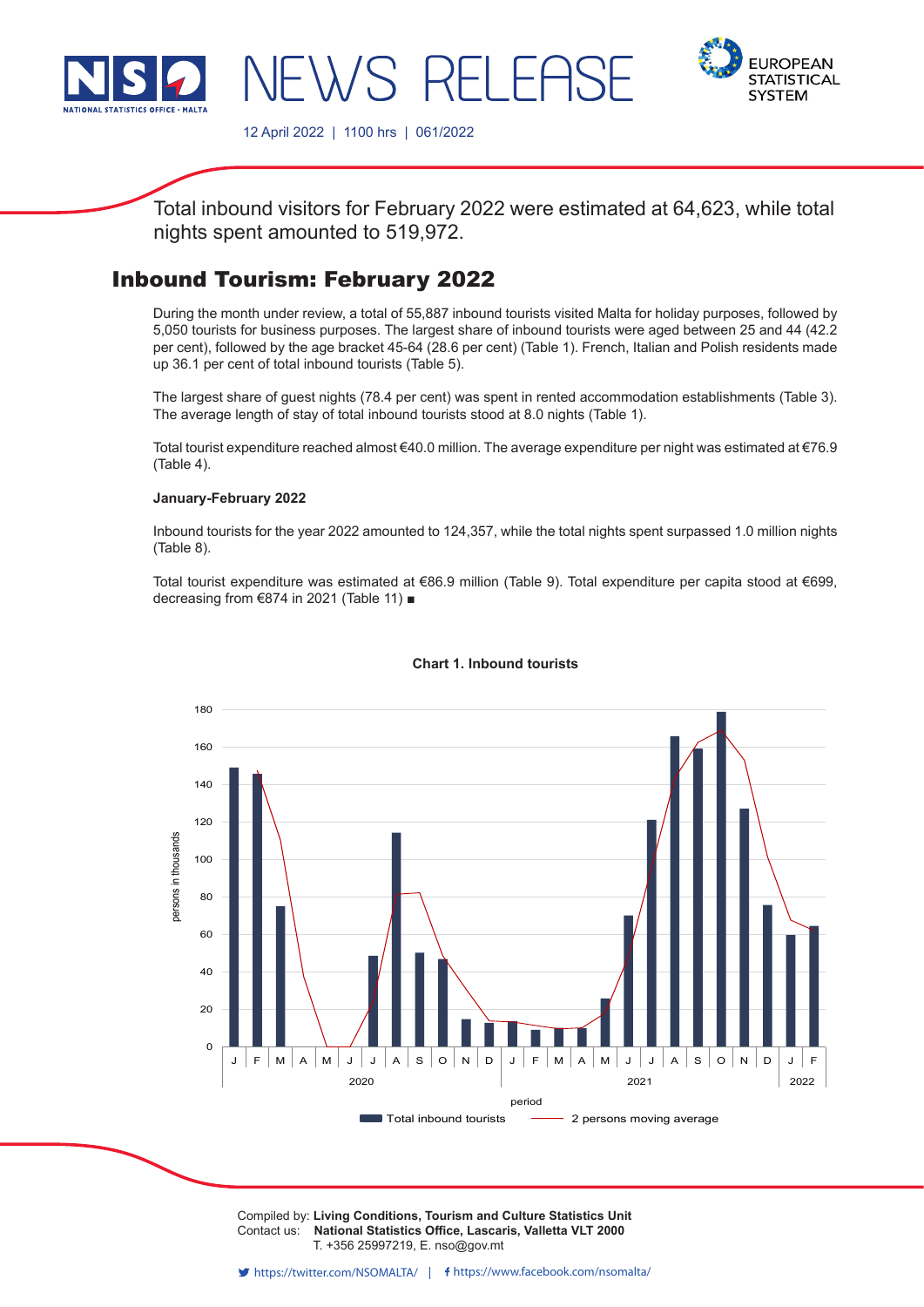NEWS RELEASE

12 April 2022 | 1100 hrs | 061/2022

Total inbound visitors for February 2022 were estimated at 64,623, while total nights spent amounted to 519,972.

# Inbound Tourism: February 2022

During the month under review, a total of 55,887 inbound tourists visited Malta for holiday purposes, followed by 5,050 tourists for business purposes. The largest share of inbound tourists were aged between 25 and 44 (42.2 per cent), followed by the age bracket 45-64 (28.6 per cent) (Table 1). French, Italian and Polish residents made up 36.1 per cent of total inbound tourists (Table 5).

The largest share of guest nights (78.4 per cent) was spent in rented accommodation establishments (Table 3). The average length of stay of total inbound tourists stood at 8.0 nights (Table 1).

Total tourist expenditure reached almost €40.0 million. The average expenditure per night was estimated at €76.9 (Table 4).

**January-February 2022**

Inbound tourists for the year 2022 amounted to 124,357, while the total nights spent surpassed 1.0 million nights (Table 8).

Total tourist expenditure was estimated at €86.9 million (Table 9). Total expenditure per capita stood at €699, decreasing from €874 in 2021 (Table 11) ■

**Chart 1. Inbound tourists**

Compiled by: **Living Conditions, Tourism and Culture Statistics Unit**
Contact us: **National Statistics Office, Lascaris, Valletta VLT 2000**
T. +356 25997219, E. nso@gov.mt

https://twitter.com/NSOMALTA/ | https://www.facebook.com/nsomalta/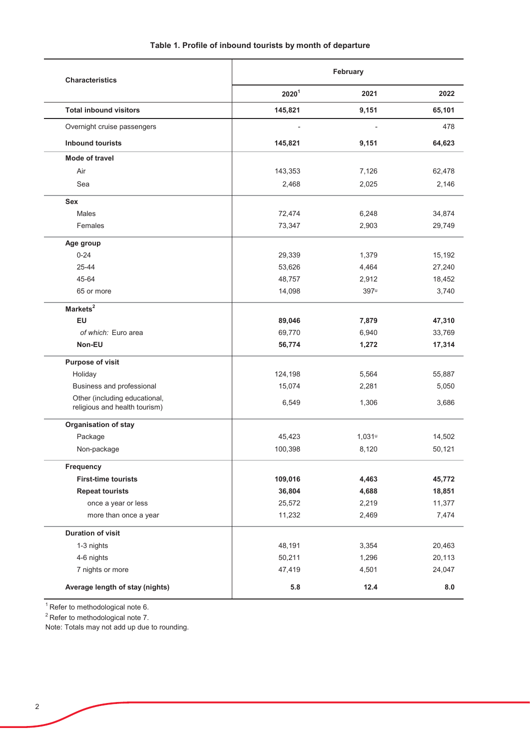**Table 1. Profile of inbound tourists by month of departure**

| Characteristics | February | | |
|---|---|---|---|
| | 2020[1] | 2021 | 2022 |
| **Total inbound visitors** | **145,821** | **9,151** | **65,101** |
| Overnight cruise passengers | - | - | 478 |
| **Inbound tourists** | **145,821** | **9,151** | **64,623** |
| **Mode of travel** | | | |
| Air | 143,353 | 7,126 | 62,478 |
| Sea | 2,468 | 2,025 | 2,146 |
| **Sex** | | | |
| Males | 72,474 | 6,248 | 34,874 |
| Females | 73,347 | 2,903 | 29,749 |
| **Age group** | | | |
| 0-24 | 29,339 | 1,379 | 15,192 |
| 25-44 | 53,626 | 4,464 | 27,240 |
| 45-64 | 48,757 | 2,912 | 18,452 |
| 65 or more | 14,098 | 397u | 3,740 |
| **Markets[2]** | | | |
| **EU** | **89,046** | **7,879** | **47,310** |
| *of which:* Euro area | 69,770 | 6,940 | 33,769 |
| **Non-EU** | **56,774** | **1,272** | **17,314** |
| **Purpose of visit** | | | |
| Holiday | 124,198 | 5,564 | 55,887 |
| Business and professional | 15,074 | 2,281 | 5,050 |
| Other (including educational, religious and health tourism) | 6,549 | 1,306 | 3,686 |
| **Organisation of stay** | | | |
| Package | 45,423 | 1,031u | 14,502 |
| Non-package | 100,398 | 8,120 | 50,121 |
| **Frequency** | | | |
| **First-time tourists** | **109,016** | **4,463** | **45,772** |
| **Repeat tourists** | **36,804** | **4,688** | **18,851** |
| once a year or less | 25,572 | 2,219 | 11,377 |
| more than once a year | 11,232 | 2,469 | 7,474 |
| **Duration of visit** | | | |
| 1-3 nights | 48,191 | 3,354 | 20,463 |
| 4-6 nights | 50,211 | 1,296 | 20,113 |
| 7 nights or more | 47,419 | 4,501 | 24,047 |
| **Average length of stay (nights)** | **5.8** | **12.4** | **8.0** |

[1] Refer to methodological note 6.
[2] Refer to methodological note 7.
Note: Totals may not add up due to rounding.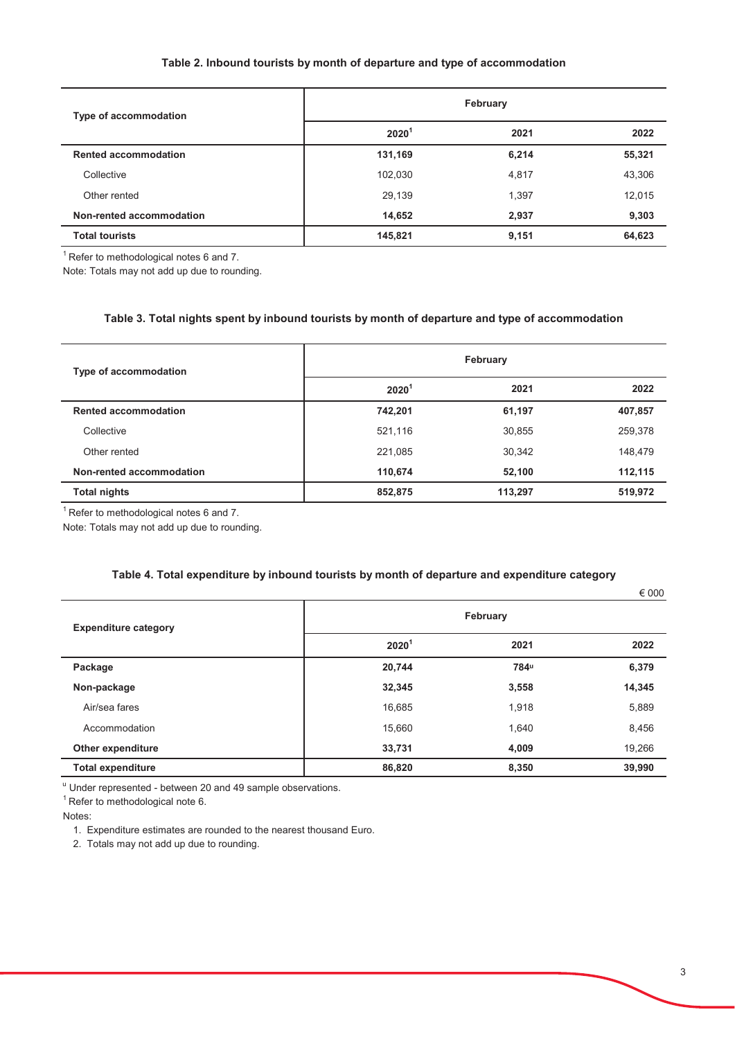**Table 2. Inbound tourists by month of departure and type of accommodation**

| Type of accommodation | February | | |
|---|---|---|---|
| | 2020[1] | 2021 | 2022 |
| **Rented accommodation** | **131,169** | **6,214** | **55,321** |
| Collective | 102,030 | 4,817 | 43,306 |
| Other rented | 29,139 | 1,397 | 12,015 |
| **Non-rented accommodation** | **14,652** | **2,937** | **9,303** |
| **Total tourists** | **145,821** | **9,151** | **64,623** |

[1] Refer to methodological notes 6 and 7.

Note: Totals may not add up due to rounding.

**Table 3. Total nights spent by inbound tourists by month of departure and type of accommodation**

| Type of accommodation | February | | |
|---|---|---|---|
| | 2020[1] | 2021 | 2022 |
| **Rented accommodation** | **742,201** | **61,197** | **407,857** |
| Collective | 521,116 | 30,855 | 259,378 |
| Other rented | 221,085 | 30,342 | 148,479 |
| **Non-rented accommodation** | **110,674** | **52,100** | **112,115** |
| **Total nights** | **852,875** | **113,297** | **519,972** |

[1] Refer to methodological notes 6 and 7.

Note: Totals may not add up due to rounding.

**Table 4. Total expenditure by inbound tourists by month of departure and expenditure category**

€ 000

| Expenditure category | February | | |
|---|---|---|---|
| | 2020[1] | 2021 | 2022 |
| **Package** | **20,744** | **784[u]** | **6,379** |
| **Non-package** | **32,345** | **3,558** | **14,345** |
| Air/sea fares | 16,685 | 1,918 | 5,889 |
| Accommodation | 15,660 | 1,640 | 8,456 |
| **Other expenditure** | **33,731** | **4,009** | 19,266 |
| **Total expenditure** | **86,820** | **8,350** | **39,990** |

[u] Under represented - between 20 and 49 sample observations.

[1] Refer to methodological note 6.

Notes:

1. Expenditure estimates are rounded to the nearest thousand Euro.
2. Totals may not add up due to rounding.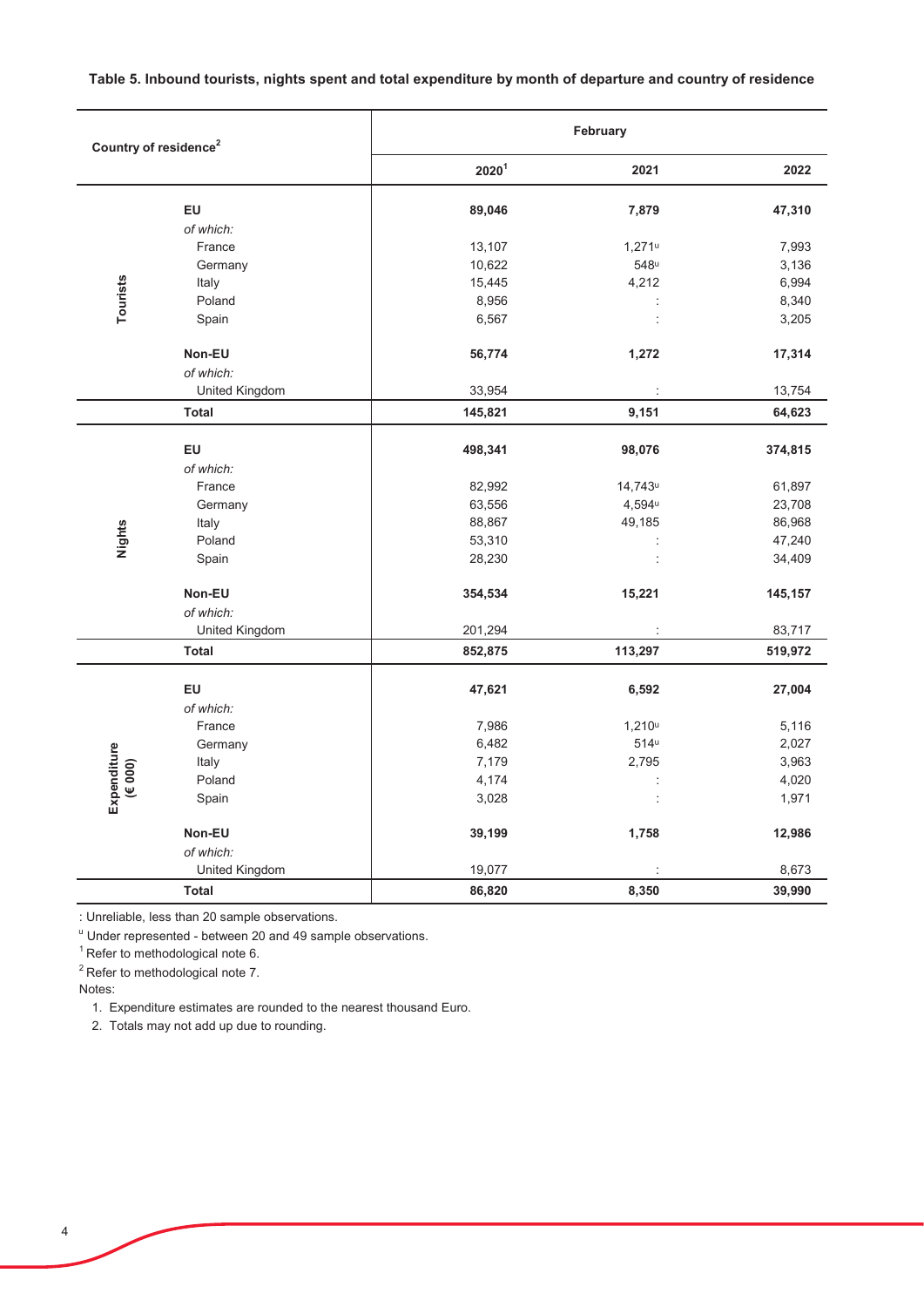**Table 5. Inbound tourists, nights spent and total expenditure by month of departure and country of residence**

| | Country of residence[2] | February | | |
|---|---|---|---|---|
| | | **2020[1]** | **2021** | **2022** |
| **Tourists** | **EU** | **89,046** | **7,879** | **47,310** |
| | *of which:* | | | |
| | France | 13,107 | 1,271[u] | 7,993 |
| | Germany | 10,622 | 548[u] | 3,136 |
| | Italy | 15,445 | 4,212 | 6,994 |
| | Poland | 8,956 | : | 8,340 |
| | Spain | 6,567 | : | 3,205 |
| | **Non-EU** | **56,774** | **1,272** | **17,314** |
| | *of which:* | | | |
| | United Kingdom | 33,954 | : | 13,754 |
| | **Total** | **145,821** | **9,151** | **64,623** |
| **Nights** | **EU** | **498,341** | **98,076** | **374,815** |
| | *of which:* | | | |
| | France | 82,992 | 14,743[u] | 61,897 |
| | Germany | 63,556 | 4,594[u] | 23,708 |
| | Italy | 88,867 | 49,185 | 86,968 |
| | Poland | 53,310 | : | 47,240 |
| | Spain | 28,230 | : | 34,409 |
| | **Non-EU** | **354,534** | **15,221** | **145,157** |
| | *of which:* | | | |
| | United Kingdom | 201,294 | : | 83,717 |
| | **Total** | **852,875** | **113,297** | **519,972** |
| **Expenditure (€ 000)** | **EU** | **47,621** | **6,592** | **27,004** |
| | *of which:* | | | |
| | France | 7,986 | 1,210[u] | 5,116 |
| | Germany | 6,482 | 514[u] | 2,027 |
| | Italy | 7,179 | 2,795 | 3,963 |
| | Poland | 4,174 | : | 4,020 |
| | Spain | 3,028 | : | 1,971 |
| | **Non-EU** | **39,199** | **1,758** | **12,986** |
| | *of which:* | | | |
| | United Kingdom | 19,077 | : | 8,673 |
| | **Total** | **86,820** | **8,350** | **39,990** |

: Unreliable, less than 20 sample observations.

[u] Under represented - between 20 and 49 sample observations.

[1] Refer to methodological note 6.

[2] Refer to methodological note 7.

Notes:

1. Expenditure estimates are rounded to the nearest thousand Euro.
2. Totals may not add up due to rounding.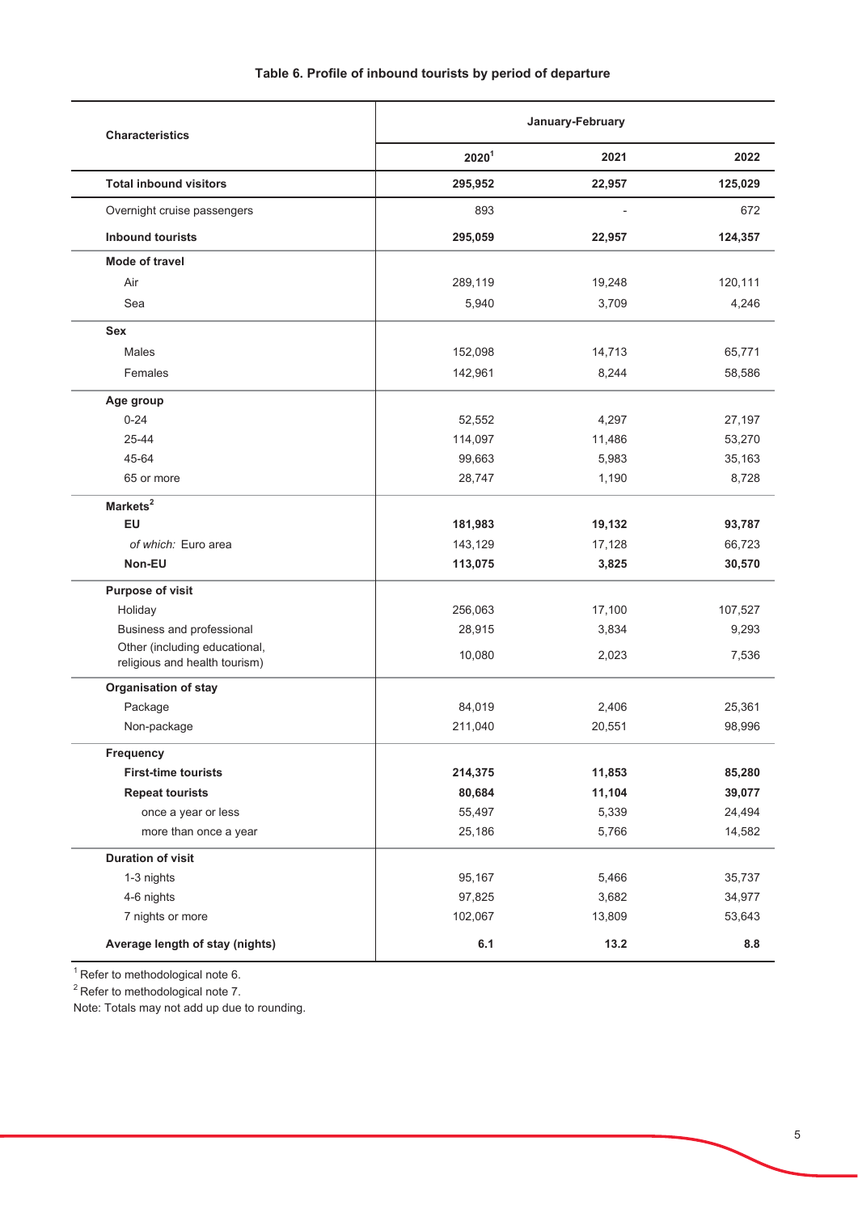**Table 6. Profile of inbound tourists by period of departure**

| Characteristics | January-February | | |
|---|---|---|---|
| | 2020[1] | 2021 | 2022 |
| **Total inbound visitors** | **295,952** | **22,957** | **125,029** |
| Overnight cruise passengers | 893 | - | 672 |
| **Inbound tourists** | **295,059** | **22,957** | **124,357** |
| **Mode of travel** | | | |
| Air | 289,119 | 19,248 | 120,111 |
| Sea | 5,940 | 3,709 | 4,246 |
| **Sex** | | | |
| Males | 152,098 | 14,713 | 65,771 |
| Females | 142,961 | 8,244 | 58,586 |
| **Age group** | | | |
| 0-24 | 52,552 | 4,297 | 27,197 |
| 25-44 | 114,097 | 11,486 | 53,270 |
| 45-64 | 99,663 | 5,983 | 35,163 |
| 65 or more | 28,747 | 1,190 | 8,728 |
| **Markets**[2] | | | |
| **EU** | **181,983** | **19,132** | **93,787** |
| *of which:* Euro area | 143,129 | 17,128 | 66,723 |
| **Non-EU** | **113,075** | **3,825** | **30,570** |
| **Purpose of visit** | | | |
| Holiday | 256,063 | 17,100 | 107,527 |
| Business and professional | 28,915 | 3,834 | 9,293 |
| Other (including educational, religious and health tourism) | 10,080 | 2,023 | 7,536 |
| **Organisation of stay** | | | |
| Package | 84,019 | 2,406 | 25,361 |
| Non-package | 211,040 | 20,551 | 98,996 |
| **Frequency** | | | |
| **First-time tourists** | **214,375** | **11,853** | **85,280** |
| **Repeat tourists** | **80,684** | **11,104** | **39,077** |
| once a year or less | 55,497 | 5,339 | 24,494 |
| more than once a year | 25,186 | 5,766 | 14,582 |
| **Duration of visit** | | | |
| 1-3 nights | 95,167 | 5,466 | 35,737 |
| 4-6 nights | 97,825 | 3,682 | 34,977 |
| 7 nights or more | 102,067 | 13,809 | 53,643 |
| **Average length of stay (nights)** | **6.1** | **13.2** | **8.8** |

[1] Refer to methodological note 6.

[2] Refer to methodological note 7.

Note: Totals may not add up due to rounding.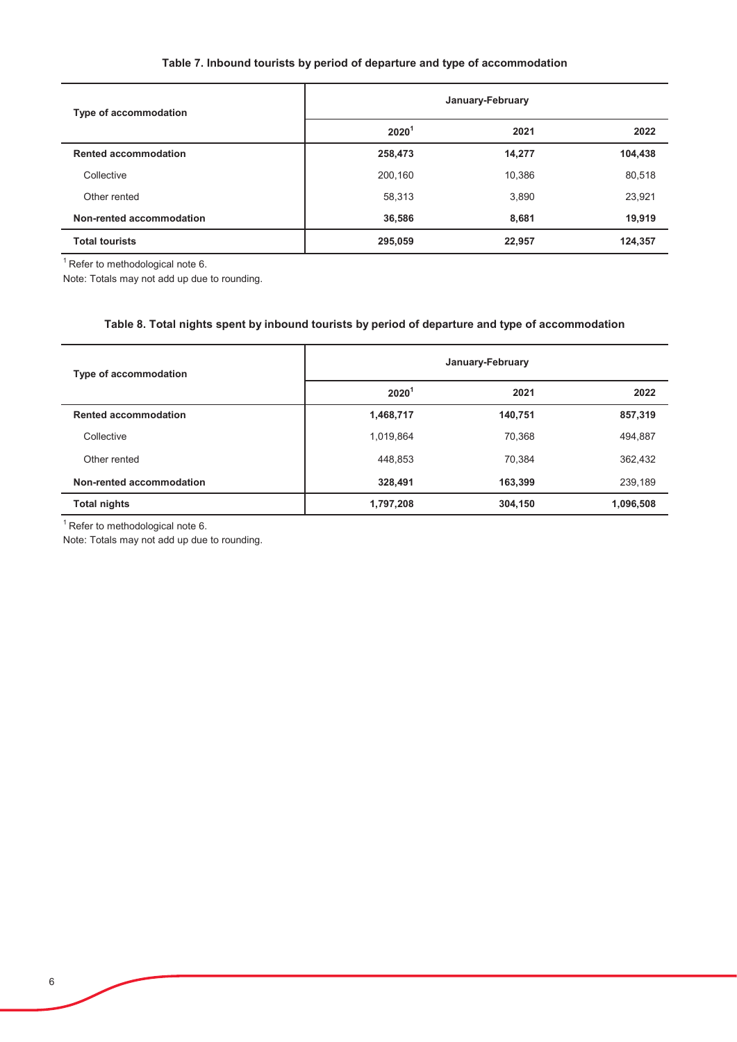**Table 7. Inbound tourists by period of departure and type of accommodation**

| Type of accommodation | January-February | | |
|---|---|---|---|
| | 2020[1] | 2021 | 2022 |
| **Rented accommodation** | **258,473** | **14,277** | **104,438** |
| Collective | 200,160 | 10,386 | 80,518 |
| Other rented | 58,313 | 3,890 | 23,921 |
| **Non-rented accommodation** | **36,586** | **8,681** | **19,919** |
| **Total tourists** | **295,059** | **22,957** | **124,357** |

[1] Refer to methodological note 6.

Note: Totals may not add up due to rounding.

**Table 8. Total nights spent by inbound tourists by period of departure and type of accommodation**

| Type of accommodation | January-February | | |
|---|---|---|---|
| | 2020[1] | 2021 | 2022 |
| **Rented accommodation** | **1,468,717** | **140,751** | **857,319** |
| Collective | 1,019,864 | 70,368 | 494,887 |
| Other rented | 448,853 | 70,384 | 362,432 |
| **Non-rented accommodation** | **328,491** | **163,399** | **239,189** |
| **Total nights** | **1,797,208** | **304,150** | **1,096,508** |

[1] Refer to methodological note 6.

Note: Totals may not add up due to rounding.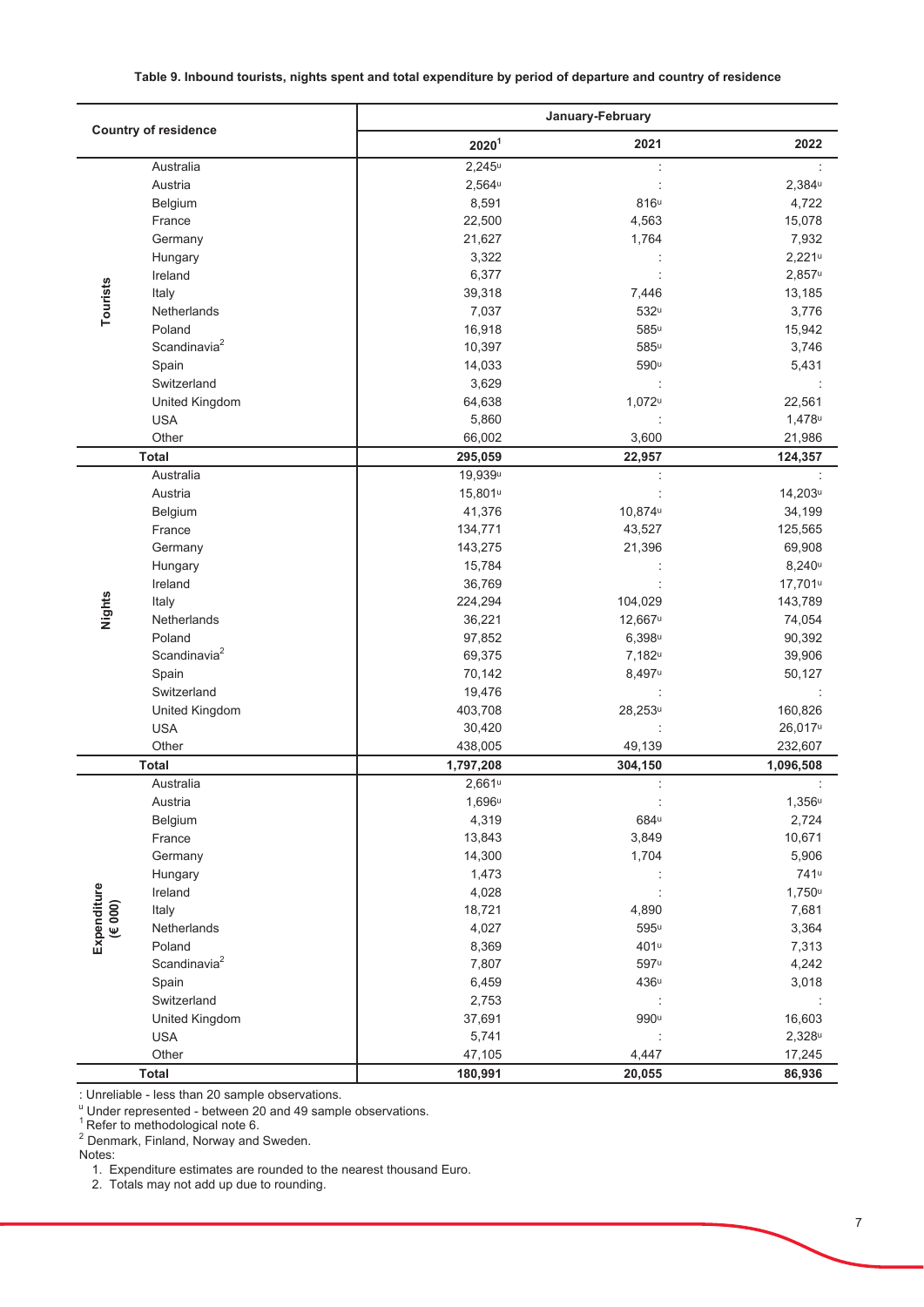**Table 9. Inbound tourists, nights spent and total expenditure by period of departure and country of residence**

| Country of residence | | January-February | | |
|---|---|---|---|---|
| | | 2020[1] | 2021 | 2022 |
| Tourists | Australia | 2,245u | : | : |
| | Austria | 2,564u | : | 2,384u |
| | Belgium | 8,591 | 816u | 4,722 |
| | France | 22,500 | 4,563 | 15,078 |
| | Germany | 21,627 | 1,764 | 7,932 |
| | Hungary | 3,322 | : | 2,221u |
| | Ireland | 6,377 | : | 2,857u |
| | Italy | 39,318 | 7,446 | 13,185 |
| | Netherlands | 7,037 | 532u | 3,776 |
| | Poland | 16,918 | 585u | 15,942 |
| | Scandinavia[2] | 10,397 | 585u | 3,746 |
| | Spain | 14,033 | 590u | 5,431 |
| | Switzerland | 3,629 | : | : |
| | United Kingdom | 64,638 | 1,072u | 22,561 |
| | USA | 5,860 | : | 1,478u |
| | Other | 66,002 | 3,600 | 21,986 |
| **Total** | | **295,059** | **22,957** | **124,357** |
| Nights | Australia | 19,939u | : | : |
| | Austria | 15,801u | : | 14,203u |
| | Belgium | 41,376 | 10,874u | 34,199 |
| | France | 134,771 | 43,527 | 125,565 |
| | Germany | 143,275 | 21,396 | 69,908 |
| | Hungary | 15,784 | : | 8,240u |
| | Ireland | 36,769 | : | 17,701u |
| | Italy | 224,294 | 104,029 | 143,789 |
| | Netherlands | 36,221 | 12,667u | 74,054 |
| | Poland | 97,852 | 6,398u | 90,392 |
| | Scandinavia[2] | 69,375 | 7,182u | 39,906 |
| | Spain | 70,142 | 8,497u | 50,127 |
| | Switzerland | 19,476 | : | : |
| | United Kingdom | 403,708 | 28,253u | 160,826 |
| | USA | 30,420 | : | 26,017u |
| | Other | 438,005 | 49,139 | 232,607 |
| **Total** | | **1,797,208** | **304,150** | **1,096,508** |
| Expenditure (€ 000) | Australia | 2,661u | : | : |
| | Austria | 1,696u | : | 1,356u |
| | Belgium | 4,319 | 684u | 2,724 |
| | France | 13,843 | 3,849 | 10,671 |
| | Germany | 14,300 | 1,704 | 5,906 |
| | Hungary | 1,473 | : | 741u |
| | Ireland | 4,028 | : | 1,750u |
| | Italy | 18,721 | 4,890 | 7,681 |
| | Netherlands | 4,027 | 595u | 3,364 |
| | Poland | 8,369 | 401u | 7,313 |
| | Scandinavia[2] | 7,807 | 597u | 4,242 |
| | Spain | 6,459 | 436u | 3,018 |
| | Switzerland | 2,753 | : | : |
| | United Kingdom | 37,691 | 990u | 16,603 |
| | USA | 5,741 | : | 2,328u |
| | Other | 47,105 | 4,447 | 17,245 |
| **Total** | | **180,991** | **20,055** | **86,936** |

: Unreliable - less than 20 sample observations.
u Under represented - between 20 and 49 sample observations.
[1] Refer to methodological note 6.
[2] Denmark, Finland, Norway and Sweden.
Notes:
1. Expenditure estimates are rounded to the nearest thousand Euro.
2. Totals may not add up due to rounding.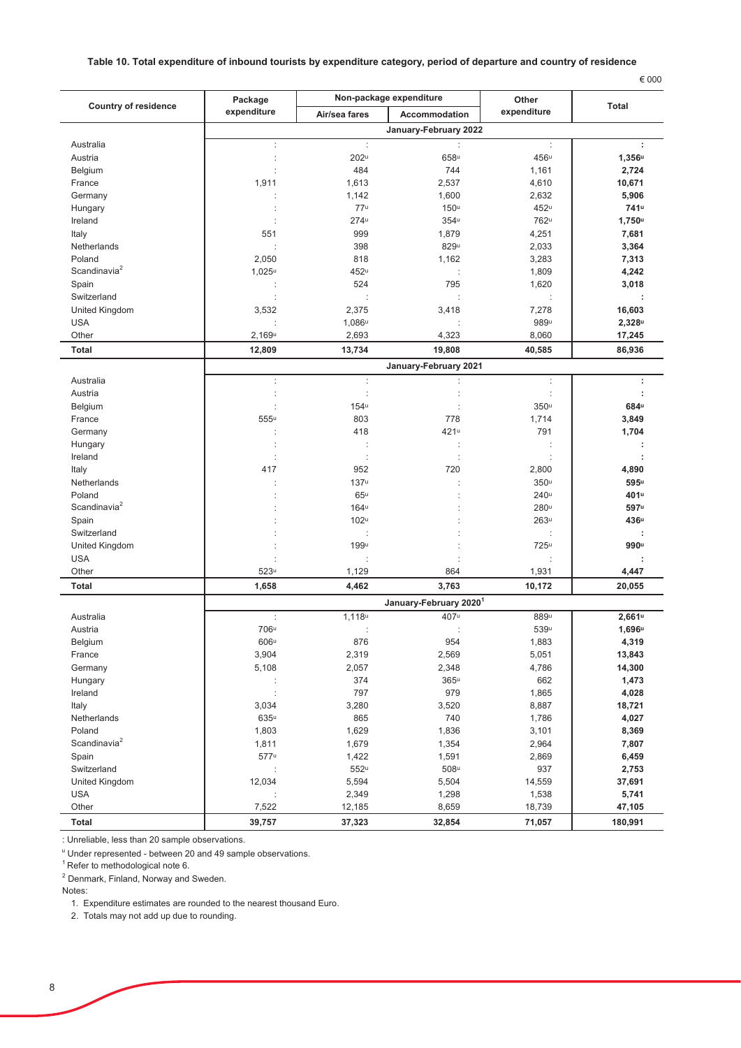**Table 10. Total expenditure of inbound tourists by expenditure category, period of departure and country of residence**

€ 000

| Country of residence | Package expenditure | Non-package expenditure | | Other expenditure | Total |
|---|---|---|---|---|---|
| | | Air/sea fares | Accommodation | | |
| | **January-February 2022** | | | | |
| Australia | : | : | : | : | **:** |
| Austria | : | 202u | 658u | 456u | **1,356u** |
| Belgium | : | 484 | 744 | 1,161 | **2,724** |
| France | 1,911 | 1,613 | 2,537 | 4,610 | **10,671** |
| Germany | : | 1,142 | 1,600 | 2,632 | **5,906** |
| Hungary | : | 77u | 150u | 452u | **741u** |
| Ireland | : | 274u | 354u | 762u | **1,750u** |
| Italy | 551 | 999 | 1,879 | 4,251 | **7,681** |
| Netherlands | : | 398 | 829u | 2,033 | **3,364** |
| Poland | 2,050 | 818 | 1,162 | 3,283 | **7,313** |
| Scandinavia[2] | 1,025u | 452u | : | 1,809 | **4,242** |
| Spain | : | 524 | 795 | 1,620 | **3,018** |
| Switzerland | : | : | : | : | **:** |
| United Kingdom | 3,532 | 2,375 | 3,418 | 7,278 | **16,603** |
| USA | : | 1,086u | : | 989u | **2,328u** |
| Other | 2,169u | 2,693 | 4,323 | 8,060 | **17,245** |
| **Total** | **12,809** | **13,734** | **19,808** | **40,585** | **86,936** |
| | **January-February 2021** | | | | |
| Australia | : | : | : | : | **:** |
| Austria | : | : | : | : | **:** |
| Belgium | : | 154u | : | 350u | **684u** |
| France | 555u | 803 | 778 | 1,714 | **3,849** |
| Germany | : | 418 | 421u | 791 | **1,704** |
| Hungary | : | : | : | : | **:** |
| Ireland | : | : | : | : | **:** |
| Italy | 417 | 952 | 720 | 2,800 | **4,890** |
| Netherlands | : | 137u | : | 350u | **595u** |
| Poland | : | 65u | : | 240u | **401u** |
| Scandinavia[2] | : | 164u | : | 280u | **597u** |
| Spain | : | 102u | : | 263u | **436u** |
| Switzerland | : | : | : | : | **:** |
| United Kingdom | : | 199u | : | 725u | **990u** |
| USA | : | : | : | : | **:** |
| Other | 523u | 1,129 | 864 | 1,931 | **4,447** |
| **Total** | **1,658** | **4,462** | **3,763** | **10,172** | **20,055** |
| | **January-February 2020[1]** | | | | |
| Australia | : | 1,118u | 407u | 889u | **2,661u** |
| Austria | 706u | : | : | 539u | **1,696u** |
| Belgium | 606u | 876 | 954 | 1,883 | **4,319** |
| France | 3,904 | 2,319 | 2,569 | 5,051 | **13,843** |
| Germany | 5,108 | 2,057 | 2,348 | 4,786 | **14,300** |
| Hungary | : | 374 | 365u | 662 | **1,473** |
| Ireland | : | 797 | 979 | 1,865 | **4,028** |
| Italy | 3,034 | 3,280 | 3,520 | 8,887 | **18,721** |
| Netherlands | 635u | 865 | 740 | 1,786 | **4,027** |
| Poland | 1,803 | 1,629 | 1,836 | 3,101 | **8,369** |
| Scandinavia[2] | 1,811 | 1,679 | 1,354 | 2,964 | **7,807** |
| Spain | 577u | 1,422 | 1,591 | 2,869 | **6,459** |
| Switzerland | : | 552u | 508u | 937 | **2,753** |
| United Kingdom | 12,034 | 5,594 | 5,504 | 14,559 | **37,691** |
| USA | : | 2,349 | 1,298 | 1,538 | **5,741** |
| Other | 7,522 | 12,185 | 8,659 | 18,739 | **47,105** |
| **Total** | **39,757** | **37,323** | **32,854** | **71,057** | **180,991** |

: Unreliable, less than 20 sample observations.

u Under represented - between 20 and 49 sample observations.

[1] Refer to methodological note 6.

[2] Denmark, Finland, Norway and Sweden.

Notes:

1. Expenditure estimates are rounded to the nearest thousand Euro.
2. Totals may not add up due to rounding.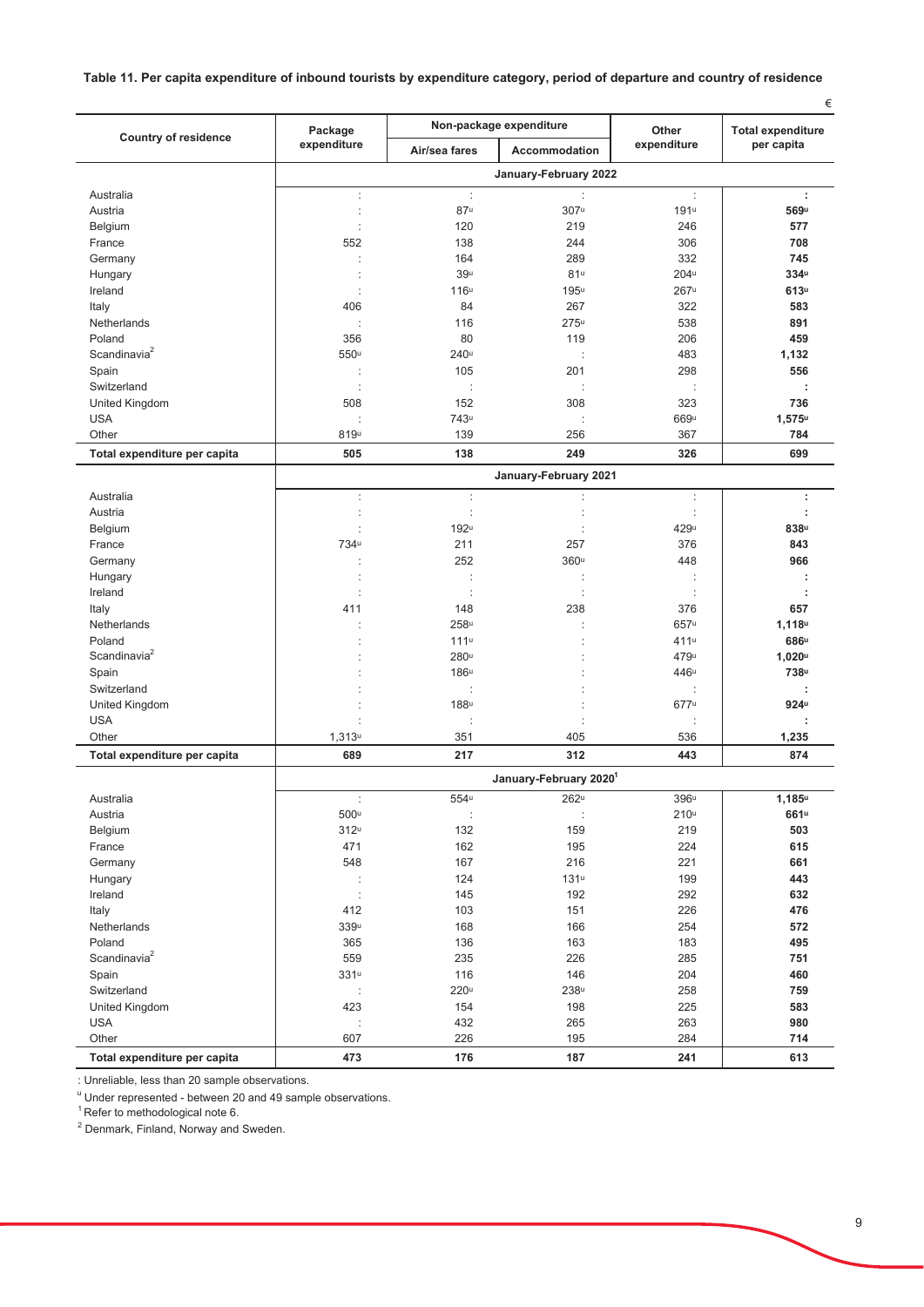**Table 11. Per capita expenditure of inbound tourists by expenditure category, period of departure and country of residence**

€

| Country of residence | Package expenditure | Non-package expenditure | | Other expenditure | Total expenditure per capita |
|---|---|---|---|---|---|
| | | Air/sea fares | Accommodation | | |
| | **January-February 2022** | | | | |
| Australia | : | : | : | : | **:** |
| Austria | : | 87u | 307u | 191u | **569u** |
| Belgium | : | 120 | 219 | 246 | **577** |
| France | 552 | 138 | 244 | 306 | **708** |
| Germany | : | 164 | 289 | 332 | **745** |
| Hungary | : | 39u | 81u | 204u | **334u** |
| Ireland | : | 116u | 195u | 267u | **613u** |
| Italy | 406 | 84 | 267 | 322 | **583** |
| Netherlands | : | 116 | 275u | 538 | **891** |
| Poland | 356 | 80 | 119 | 206 | **459** |
| Scandinavia[2] | 550u | 240u | : | 483 | **1,132** |
| Spain | : | 105 | 201 | 298 | **556** |
| Switzerland | : | : | : | : | **:** |
| United Kingdom | 508 | 152 | 308 | 323 | **736** |
| USA | : | 743u | : | 669u | **1,575u** |
| Other | 819u | 139 | 256 | 367 | **784** |
| **Total expenditure per capita** | **505** | **138** | **249** | **326** | **699** |
| | **January-February 2021** | | | | |
| Australia | : | : | : | : | **:** |
| Austria | : | : | : | : | **:** |
| Belgium | : | 192u | : | 429u | **838u** |
| France | 734u | 211 | 257 | 376 | **843** |
| Germany | : | 252 | 360u | 448 | **966** |
| Hungary | : | : | : | : | **:** |
| Ireland | : | : | : | : | **:** |
| Italy | 411 | 148 | 238 | 376 | **657** |
| Netherlands | : | 258u | : | 657u | **1,118u** |
| Poland | : | 111u | : | 411u | **686u** |
| Scandinavia[2] | : | 280u | : | 479u | **1,020u** |
| Spain | : | 186u | : | 446u | **738u** |
| Switzerland | : | : | : | : | **:** |
| United Kingdom | : | 188u | : | 677u | **924u** |
| USA | : | : | : | : | **:** |
| Other | 1,313u | 351 | 405 | 536 | **1,235** |
| **Total expenditure per capita** | **689** | **217** | **312** | **443** | **874** |
| | **January-February 2020[1]** | | | | |
| Australia | : | 554u | 262u | 396u | **1,185u** |
| Austria | 500u | : | : | 210u | **661u** |
| Belgium | 312u | 132 | 159 | 219 | **503** |
| France | 471 | 162 | 195 | 224 | **615** |
| Germany | 548 | 167 | 216 | 221 | **661** |
| Hungary | : | 124 | 131u | 199 | **443** |
| Ireland | : | 145 | 192 | 292 | **632** |
| Italy | 412 | 103 | 151 | 226 | **476** |
| Netherlands | 339u | 168 | 166 | 254 | **572** |
| Poland | 365 | 136 | 163 | 183 | **495** |
| Scandinavia[2] | 559 | 235 | 226 | 285 | **751** |
| Spain | 331u | 116 | 146 | 204 | **460** |
| Switzerland | : | 220u | 238u | 258 | **759** |
| United Kingdom | 423 | 154 | 198 | 225 | **583** |
| USA | : | 432 | 265 | 263 | **980** |
| Other | 607 | 226 | 195 | 284 | **714** |
| **Total expenditure per capita** | **473** | **176** | **187** | **241** | **613** |

: Unreliable, less than 20 sample observations.

u Under represented - between 20 and 49 sample observations.

[1] Refer to methodological note 6.

[2] Denmark, Finland, Norway and Sweden.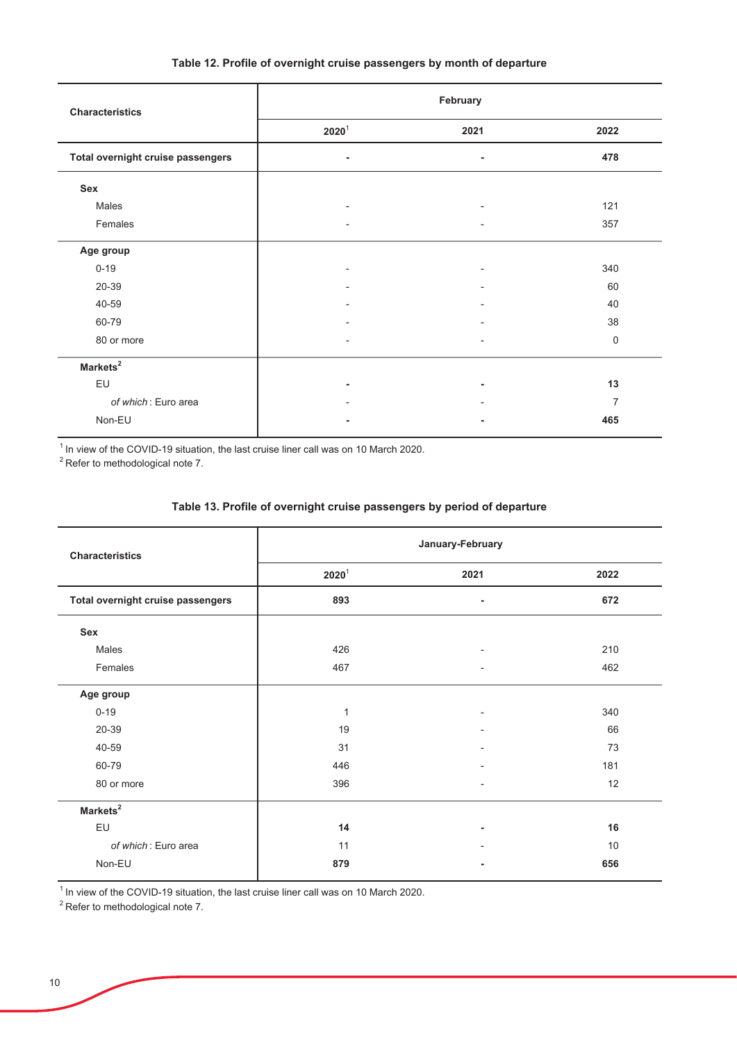**Table 12. Profile of overnight cruise passengers by month of departure**

| Characteristics | February | | |
|---|---|---|---|
| | 2020[1] | 2021 | 2022 |
| **Total overnight cruise passengers** | **-** | **-** | **478** |
| **Sex** | | | |
| Males | - | - | 121 |
| Females | - | - | 357 |
| **Age group** | | | |
| 0-19 | - | - | 340 |
| 20-39 | - | - | 60 |
| 40-59 | - | - | 40 |
| 60-79 | - | - | 38 |
| 80 or more | - | - | 0 |
| **Markets[2]** | | | |
| EU | **-** | **-** | **13** |
| *of which* : Euro area | - | - | 7 |
| Non-EU | **-** | **-** | **465** |

[1] In view of the COVID-19 situation, the last cruise liner call was on 10 March 2020.
[2] Refer to methodological note 7.

**Table 13. Profile of overnight cruise passengers by period of departure**

| Characteristics | January-February | | |
|---|---|---|---|
| | 2020[1] | 2021 | 2022 |
| **Total overnight cruise passengers** | **893** | **-** | **672** |
| **Sex** | | | |
| Males | 426 | - | 210 |
| Females | 467 | - | 462 |
| **Age group** | | | |
| 0-19 | 1 | - | 340 |
| 20-39 | 19 | - | 66 |
| 40-59 | 31 | - | 73 |
| 60-79 | 446 | - | 181 |
| 80 or more | 396 | - | 12 |
| **Markets[2]** | | | |
| EU | **14** | **-** | **16** |
| *of which* : Euro area | 11 | - | 10 |
| Non-EU | **879** | **-** | **656** |

[1] In view of the COVID-19 situation, the last cruise liner call was on 10 March 2020.
[2] Refer to methodological note 7.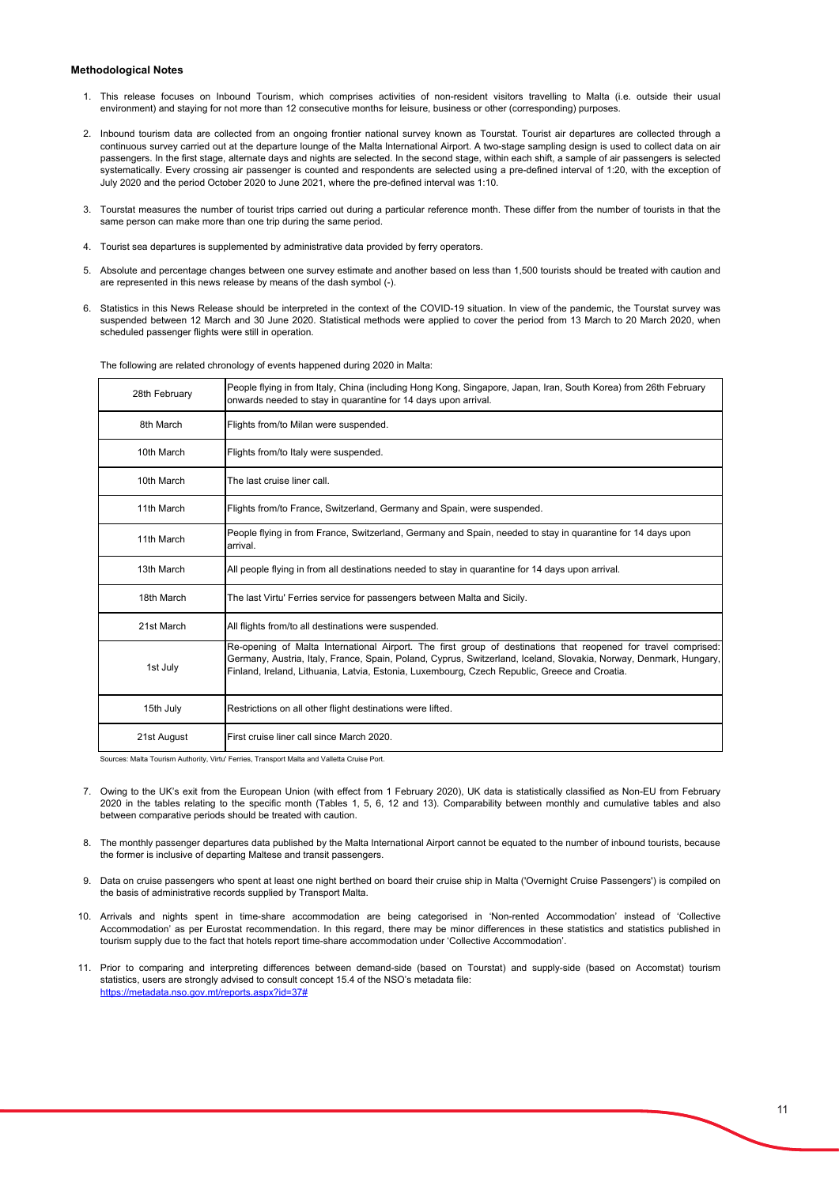**Methodological Notes**

1. This release focuses on Inbound Tourism, which comprises activities of non-resident visitors travelling to Malta (i.e. outside their usual environment) and staying for not more than 12 consecutive months for leisure, business or other (corresponding) purposes.

2. Inbound tourism data are collected from an ongoing frontier national survey known as Tourstat. Tourist air departures are collected through a continuous survey carried out at the departure lounge of the Malta International Airport. A two-stage sampling design is used to collect data on air passengers. In the first stage, alternate days and nights are selected. In the second stage, within each shift, a sample of air passengers is selected systematically. Every crossing air passenger is counted and respondents are selected using a pre-defined interval of 1:20, with the exception of July 2020 and the period October 2020 to June 2021, where the pre-defined interval was 1:10.

3. Tourstat measures the number of tourist trips carried out during a particular reference month. These differ from the number of tourists in that the same person can make more than one trip during the same period.

4. Tourist sea departures is supplemented by administrative data provided by ferry operators.

5. Absolute and percentage changes between one survey estimate and another based on less than 1,500 tourists should be treated with caution and are represented in this news release by means of the dash symbol (-).

6. Statistics in this News Release should be interpreted in the context of the COVID-19 situation. In view of the pandemic, the Tourstat survey was suspended between 12 March and 30 June 2020. Statistical methods were applied to cover the period from 13 March to 20 March 2020, when scheduled passenger flights were still in operation.

The following are related chronology of events happened during 2020 in Malta:

| Date | Event |
|---|---|
| 28th February | People flying in from Italy, China (including Hong Kong, Singapore, Japan, Iran, South Korea) from 26th February onwards needed to stay in quarantine for 14 days upon arrival. |
| 8th March | Flights from/to Milan were suspended. |
| 10th March | Flights from/to Italy were suspended. |
| 10th March | The last cruise liner call. |
| 11th March | Flights from/to France, Switzerland, Germany and Spain, were suspended. |
| 11th March | People flying in from France, Switzerland, Germany and Spain, needed to stay in quarantine for 14 days upon arrival. |
| 13th March | All people flying in from all destinations needed to stay in quarantine for 14 days upon arrival. |
| 18th March | The last Virtu' Ferries service for passengers between Malta and Sicily. |
| 21st March | All flights from/to all destinations were suspended. |
| 1st July | Re-opening of Malta International Airport. The first group of destinations that reopened for travel comprised: Germany, Austria, Italy, France, Spain, Poland, Cyprus, Switzerland, Iceland, Slovakia, Norway, Denmark, Hungary, Finland, Ireland, Lithuania, Latvia, Estonia, Luxembourg, Czech Republic, Greece and Croatia. |
| 15th July | Restrictions on all other flight destinations were lifted. |
| 21st August | First cruise liner call since March 2020. |

Sources: Malta Tourism Authority, Virtu' Ferries, Transport Malta and Valletta Cruise Port.

7. Owing to the UK's exit from the European Union (with effect from 1 February 2020), UK data is statistically classified as Non-EU from February 2020 in the tables relating to the specific month (Tables 1, 5, 6, 12 and 13). Comparability between monthly and cumulative tables and also between comparative periods should be treated with caution.

8. The monthly passenger departures data published by the Malta International Airport cannot be equated to the number of inbound tourists, because the former is inclusive of departing Maltese and transit passengers.

9. Data on cruise passengers who spent at least one night berthed on board their cruise ship in Malta ('Overnight Cruise Passengers') is compiled on the basis of administrative records supplied by Transport Malta.

10. Arrivals and nights spent in time-share accommodation are being categorised in 'Non-rented Accommodation' instead of 'Collective Accommodation' as per Eurostat recommendation. In this regard, there may be minor differences in these statistics and statistics published in tourism supply due to the fact that hotels report time-share accommodation under 'Collective Accommodation'.

11. Prior to comparing and interpreting differences between demand-side (based on Tourstat) and supply-side (based on Accomstat) tourism statistics, users are strongly advised to consult concept 15.4 of the NSO's metadata file: https://metadata.nso.gov.mt/reports.aspx?id=37#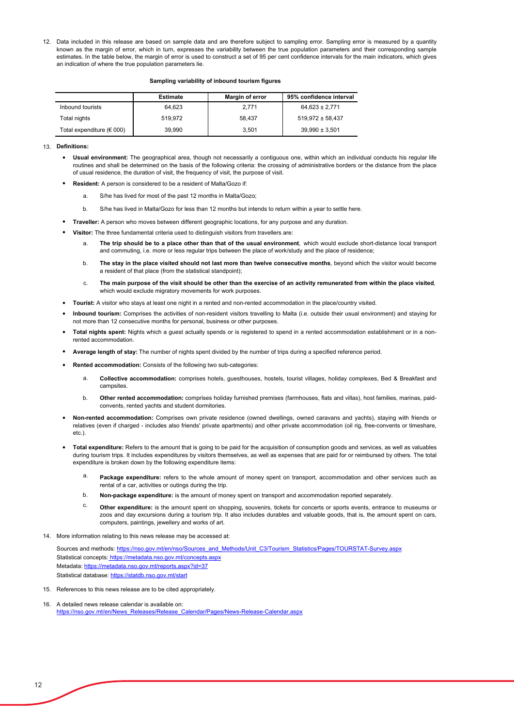12. Data included in this release are based on sample data and are therefore subject to sampling error. Sampling error is measured by a quantity known as the margin of error, which in turn, expresses the variability between the true population parameters and their corresponding sample estimates. In the table below, the margin of error is used to construct a set of 95 per cent confidence intervals for the main indicators, which gives an indication of where the true population parameters lie.

**Sampling variability of inbound tourism figures**

| | Estimate | Margin of error | 95% confidence interval |
|---|---|---|---|
| Inbound tourists | 64,623 | 2,771 | 64,623 ± 2,771 |
| Total nights | 519,972 | 58,437 | 519,972 ± 58,437 |
| Total expenditure (€ 000) | 39,990 | 3,501 | 39,990 ± 3,501 |

13. **Definitions:**

- **Usual environment:** The geographical area, though not necessarily a contiguous one, within which an individual conducts his regular life routines and shall be determined on the basis of the following criteria: the crossing of administrative borders or the distance from the place of usual residence, the duration of visit, the frequency of visit, the purpose of visit.
- **Resident:** A person is considered to be a resident of Malta/Gozo if:
  a. S/he has lived for most of the past 12 months in Malta/Gozo;
  b. S/he has lived in Malta/Gozo for less than 12 months but intends to return within a year to settle here.
- **Traveller:** A person who moves between different geographic locations, for any purpose and any duration.
- **Visitor:** The three fundamental criteria used to distinguish visitors from travellers are:
  a. **The trip should be to a place other than that of the usual environment**, which would exclude short-distance local transport and commuting, i.e. more or less regular trips between the place of work/study and the place of residence;
  b. **The stay in the place visited should not last more than twelve consecutive months**, beyond which the visitor would become a resident of that place (from the statistical standpoint);
  c. **The main purpose of the visit should be other than the exercise of an activity remunerated from within the place visited**, which would exclude migratory movements for work purposes.
- **Tourist:** A visitor who stays at least one night in a rented and non-rented accommodation in the place/country visited.
- **Inbound tourism:** Comprises the activities of non-resident visitors travelling to Malta (i.e. outside their usual environment) and staying for not more than 12 consecutive months for personal, business or other purposes.
- **Total nights spent:** Nights which a guest actually spends or is registered to spend in a rented accommodation establishment or in a non-rented accommodation.
- **Average length of stay:** The number of nights spent divided by the number of trips during a specified reference period.
- **Rented accommodation:** Consists of the following two sub-categories:
  a. **Collective accommodation:** comprises hotels, guesthouses, hostels, tourist villages, holiday complexes, Bed & Breakfast and campsites.
  b. **Other rented accommodation:** comprises holiday furnished premises (farmhouses, flats and villas), host families, marinas, paid-convents, rented yachts and student dormitories.
- **Non-rented accommodation:** Comprises own private residence (owned dwellings, owned caravans and yachts), staying with friends or relatives (even if charged - includes also friends' private apartments) and other private accommodation (oil rig, free-convents or timeshare, etc.).
- **Total expenditure:** Refers to the amount that is going to be paid for the acquisition of consumption goods and services, as well as valuables during tourism trips. It includes expenditures by visitors themselves, as well as expenses that are paid for or reimbursed by others. The total expenditure is broken down by the following expenditure items:
  a. **Package expenditure:** refers to the whole amount of money spent on transport, accommodation and other services such as rental of a car, activities or outings during the trip.
  b. **Non-package expenditure:** is the amount of money spent on transport and accommodation reported separately.
  c. **Other expenditure:** is the amount spent on shopping, souvenirs, tickets for concerts or sports events, entrance to museums or zoos and day excursions during a tourism trip. It also includes durables and valuable goods, that is, the amount spent on cars, computers, paintings, jewellery and works of art.

14. More information relating to this news release may be accessed at:

Sources and methods: https://nso.gov.mt/en/nso/Sources_and_Methods/Unit_C3/Tourism_Statistics/Pages/TOURSTAT-Survey.aspx
Statistical concepts: https://metadata.nso.gov.mt/concepts.aspx
Metadata: https://metadata.nso.gov.mt/reports.aspx?id=37
Statistical database: https://statdb.nso.gov.mt/start

15. References to this news release are to be cited appropriately.

16. A detailed news release calendar is available on:
https://nso.gov.mt/en/News_Releases/Release_Calendar/Pages/News-Release-Calendar.aspx